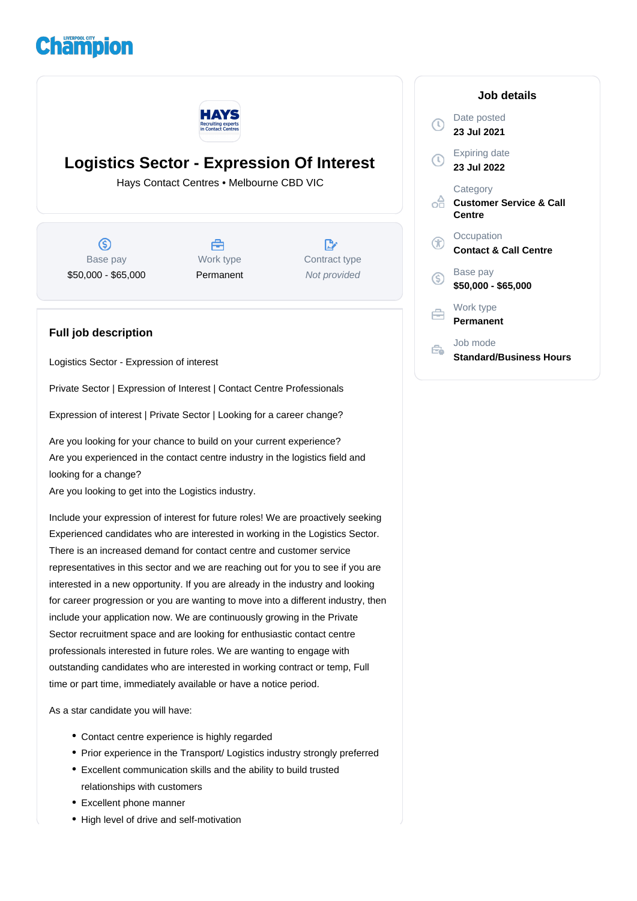# Logistics Sector - Expression Of Interest

Hays Contact Centres • Melbourne CBD VIC

| Base pay | Work type | Contract type |
|---|---|---|
| $50,000 - $65,000 | Permanent | *Not provided* |

## Full job description

Logistics Sector - Expression of interest

Private Sector | Expression of Interest | Contact Centre Professionals

Expression of interest | Private Sector | Looking for a career change?

Are you looking for your chance to build on your current experience?
Are you experienced in the contact centre industry in the logistics field and looking for a change?
Are you looking to get into the Logistics industry.

Include your expression of interest for future roles! We are proactively seeking Experienced candidates who are interested in working in the Logistics Sector. There is an increased demand for contact centre and customer service representatives in this sector and we are reaching out for you to see if you are interested in a new opportunity. If you are already in the industry and looking for career progression or you are wanting to move into a different industry, then include your application now. We are continuously growing in the Private Sector recruitment space and are looking for enthusiastic contact centre professionals interested in future roles. We are wanting to engage with outstanding candidates who are interested in working contract or temp, Full time or part time, immediately available or have a notice period.

As a star candidate you will have:

- Contact centre experience is highly regarded
- Prior experience in the Transport/ Logistics industry strongly preferred
- Excellent communication skills and the ability to build trusted relationships with customers
- Excellent phone manner
- High level of drive and self-motivation

## Job details

**Date posted**
23 Jul 2021

**Expiring date**
23 Jul 2022

**Category**
Customer Service & Call Centre

**Occupation**
Contact & Call Centre

**Base pay**
$50,000 - $65,000

**Work type**
Permanent

**Job mode**
Standard/Business Hours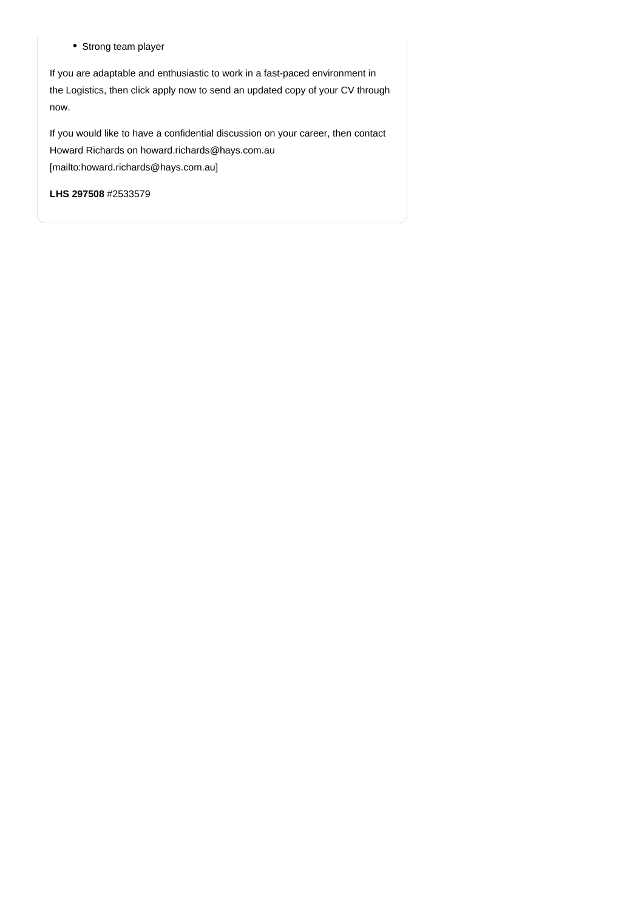- Strong team player

If you are adaptable and enthusiastic to work in a fast-paced environment in the Logistics, then click apply now to send an updated copy of your CV through now.

If you would like to have a confidential discussion on your career, then contact Howard Richards on howard.richards@hays.com.au [mailto:howard.richards@hays.com.au]

**LHS 297508** #2533579